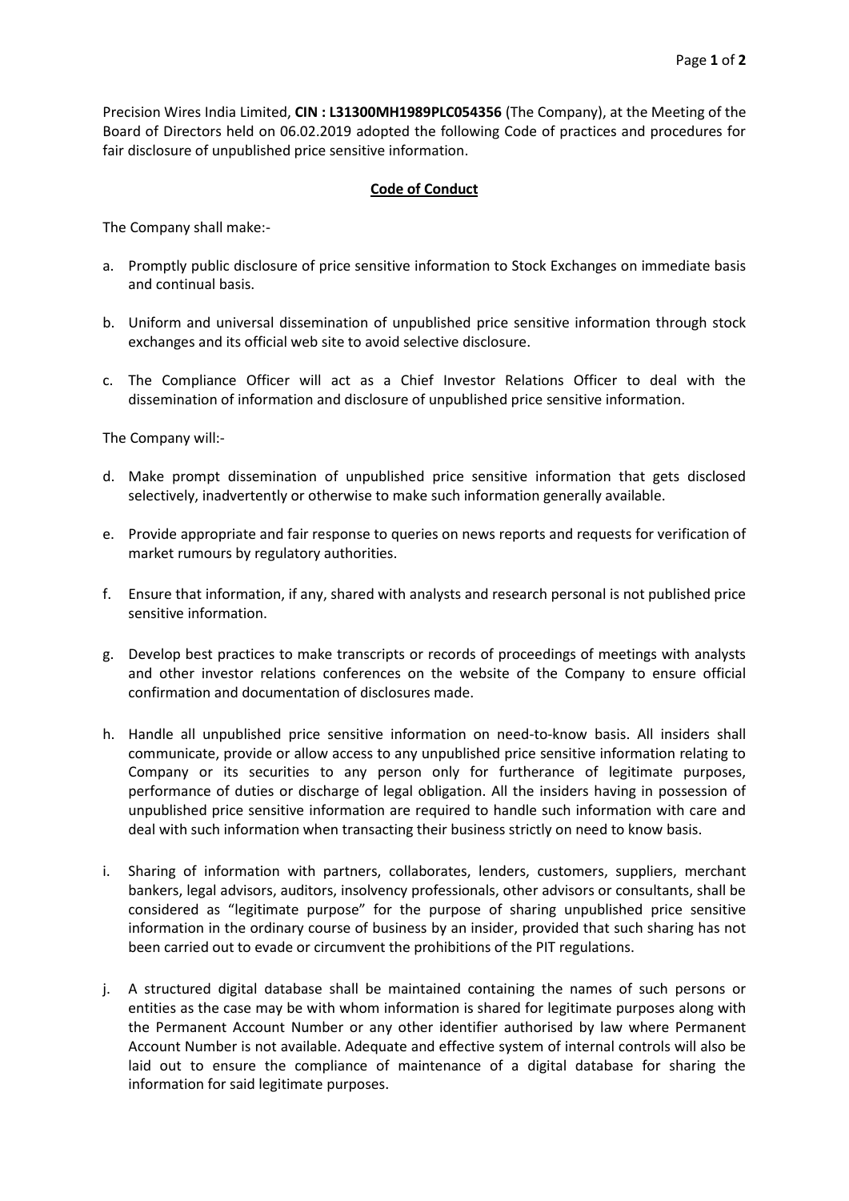Precision Wires India Limited, **CIN : L31300MH1989PLC054356** (The Company), at the Meeting of the Board of Directors held on 06.02.2019 adopted the following Code of practices and procedures for fair disclosure of unpublished price sensitive information.

## **Code of Conduct**

The Company shall make:-

a. Promptly public disclosure of price sensitive information to Stock Exchanges on immediate basis and continual basis.

b. Uniform and universal dissemination of unpublished price sensitive information through stock exchanges and its official web site to avoid selective disclosure.

c. The Compliance Officer will act as a Chief Investor Relations Officer to deal with the dissemination of information and disclosure of unpublished price sensitive information.

The Company will:-

d. Make prompt dissemination of unpublished price sensitive information that gets disclosed selectively, inadvertently or otherwise to make such information generally available.

e. Provide appropriate and fair response to queries on news reports and requests for verification of market rumours by regulatory authorities.

f. Ensure that information, if any, shared with analysts and research personal is not published price sensitive information.

g. Develop best practices to make transcripts or records of proceedings of meetings with analysts and other investor relations conferences on the website of the Company to ensure official confirmation and documentation of disclosures made.

h. Handle all unpublished price sensitive information on need-to-know basis. All insiders shall communicate, provide or allow access to any unpublished price sensitive information relating to Company or its securities to any person only for furtherance of legitimate purposes, performance of duties or discharge of legal obligation. All the insiders having in possession of unpublished price sensitive information are required to handle such information with care and deal with such information when transacting their business strictly on need to know basis.

i. Sharing of information with partners, collaborates, lenders, customers, suppliers, merchant bankers, legal advisors, auditors, insolvency professionals, other advisors or consultants, shall be considered as "legitimate purpose" for the purpose of sharing unpublished price sensitive information in the ordinary course of business by an insider, provided that such sharing has not been carried out to evade or circumvent the prohibitions of the PIT regulations.

j. A structured digital database shall be maintained containing the names of such persons or entities as the case may be with whom information is shared for legitimate purposes along with the Permanent Account Number or any other identifier authorised by law where Permanent Account Number is not available. Adequate and effective system of internal controls will also be laid out to ensure the compliance of maintenance of a digital database for sharing the information for said legitimate purposes.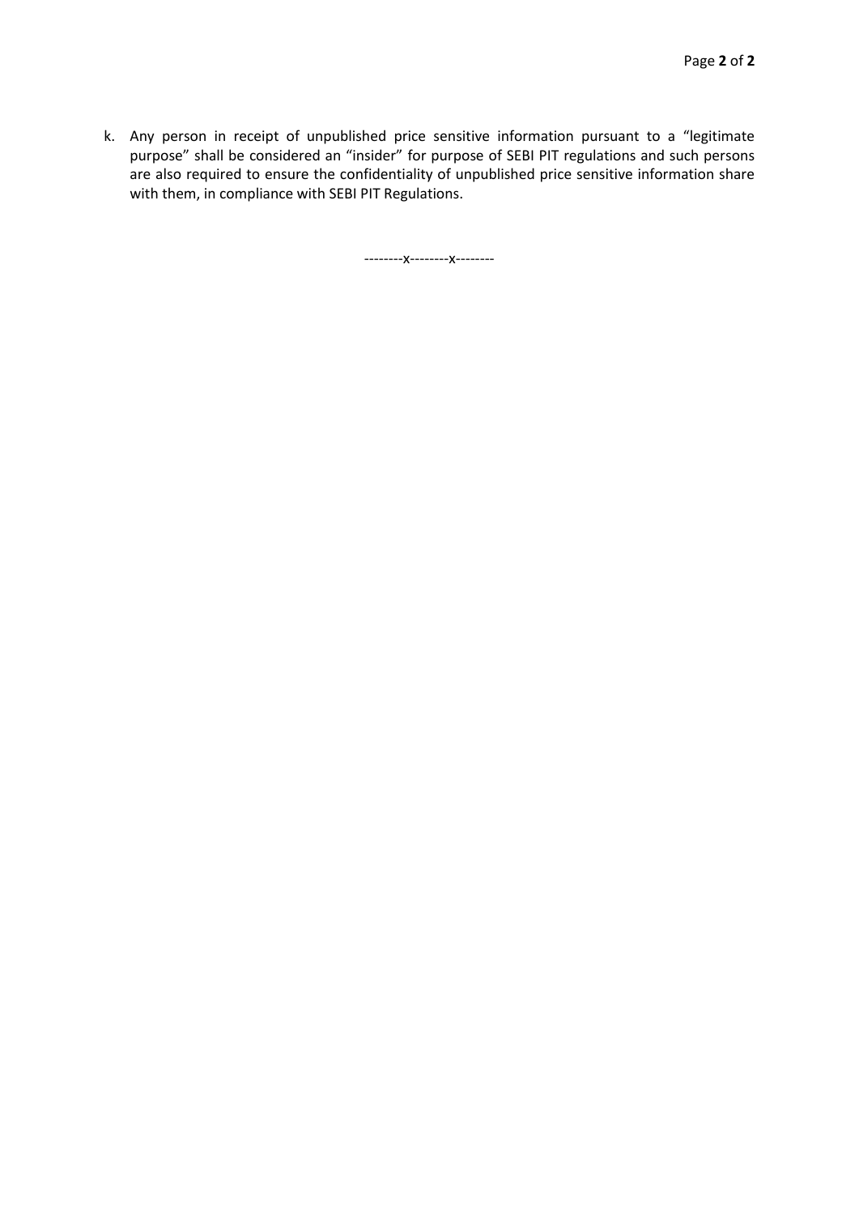k. Any person in receipt of unpublished price sensitive information pursuant to a "legitimate purpose" shall be considered an "insider" for purpose of SEBI PIT regulations and such persons are also required to ensure the confidentiality of unpublished price sensitive information share with them, in compliance with SEBI PIT Regulations.

--------x--------x--------